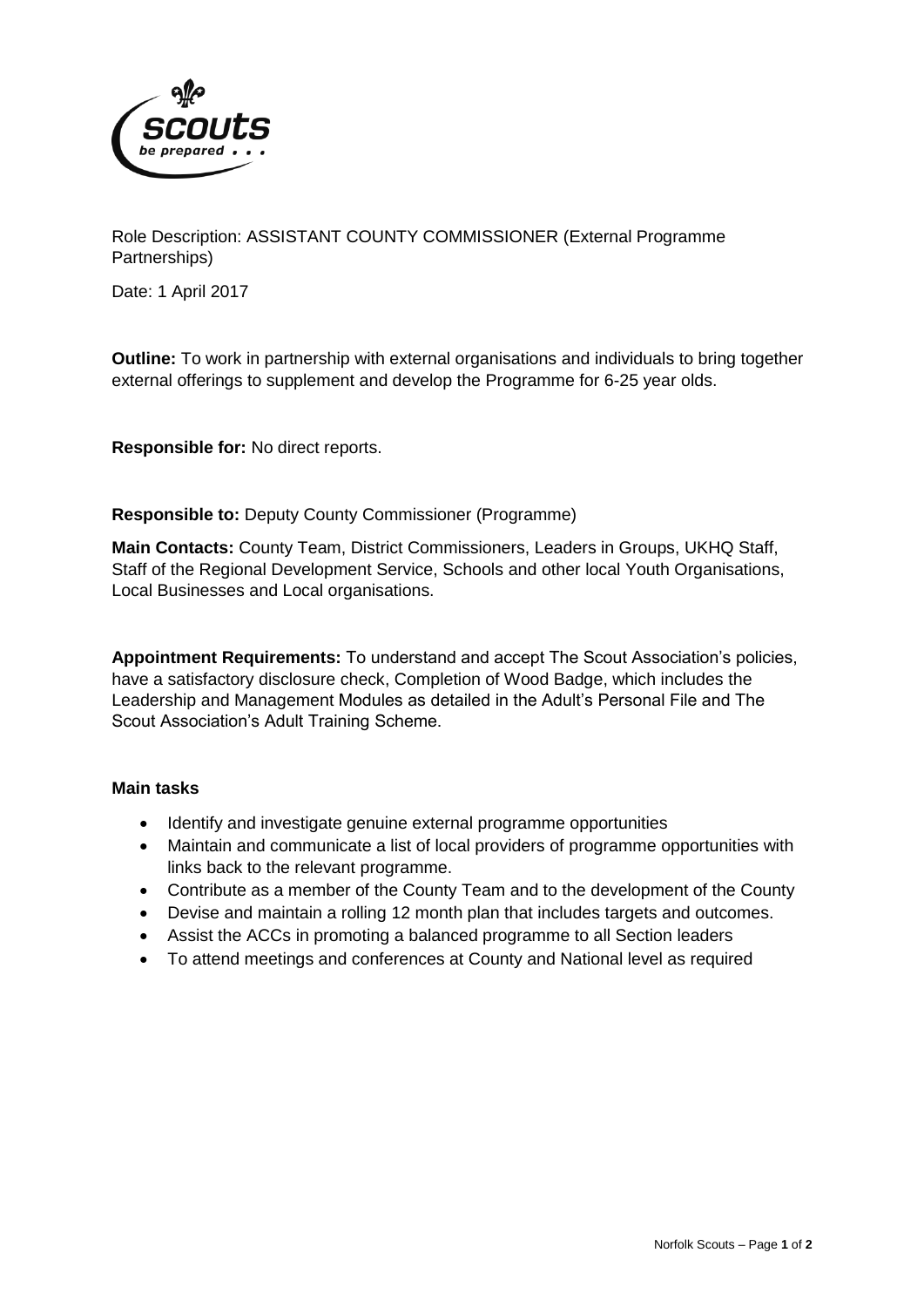Role Description: ASSISTANT COUNTY COMMISSIONER (External Programme Partnerships)

Date: 1 April 2017

**Outline:** To work in partnership with external organisations and individuals to bring together external offerings to supplement and develop the Programme for 6-25 year olds.

**Responsible for:** No direct reports.

**Responsible to:** Deputy County Commissioner (Programme)

**Main Contacts:** County Team, District Commissioners, Leaders in Groups, UKHQ Staff, Staff of the Regional Development Service, Schools and other local Youth Organisations, Local Businesses and Local organisations.

**Appointment Requirements:** To understand and accept The Scout Association's policies, have a satisfactory disclosure check, Completion of Wood Badge, which includes the Leadership and Management Modules as detailed in the Adult's Personal File and The Scout Association's Adult Training Scheme.

**Main tasks**

- Identify and investigate genuine external programme opportunities
- Maintain and communicate a list of local providers of programme opportunities with links back to the relevant programme.
- Contribute as a member of the County Team and to the development of the County
- Devise and maintain a rolling 12 month plan that includes targets and outcomes.
- Assist the ACCs in promoting a balanced programme to all Section leaders
- To attend meetings and conferences at County and National level as required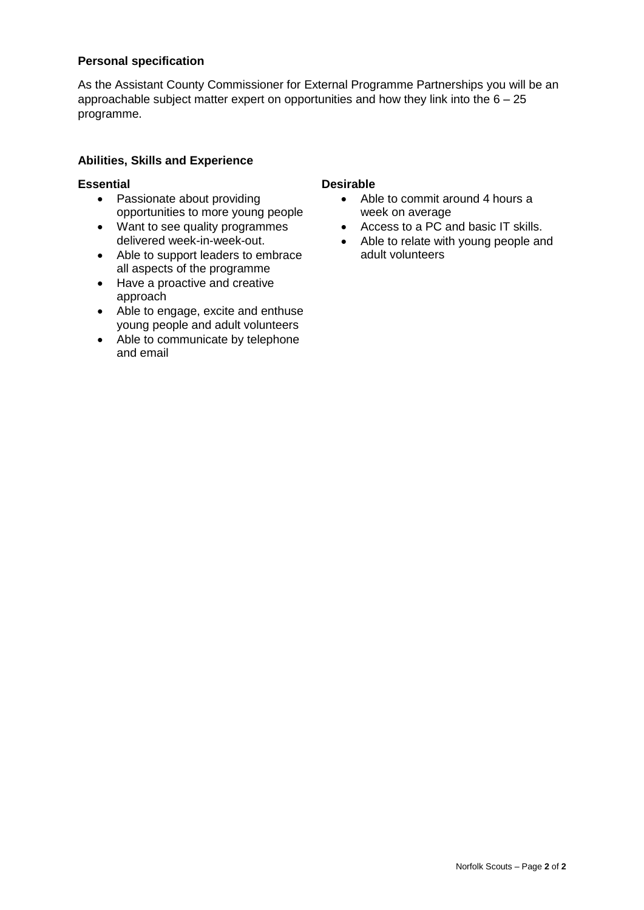**Personal specification**

As the Assistant County Commissioner for External Programme Partnerships you will be an approachable subject matter expert on opportunities and how they link into the 6 – 25 programme.

**Abilities, Skills and Experience**

**Essential**

- Passionate about providing opportunities to more young people
- Want to see quality programmes delivered week-in-week-out.
- Able to support leaders to embrace all aspects of the programme
- Have a proactive and creative approach
- Able to engage, excite and enthuse young people and adult volunteers
- Able to communicate by telephone and email

**Desirable**

- Able to commit around 4 hours a week on average
- Access to a PC and basic IT skills.
- Able to relate with young people and adult volunteers